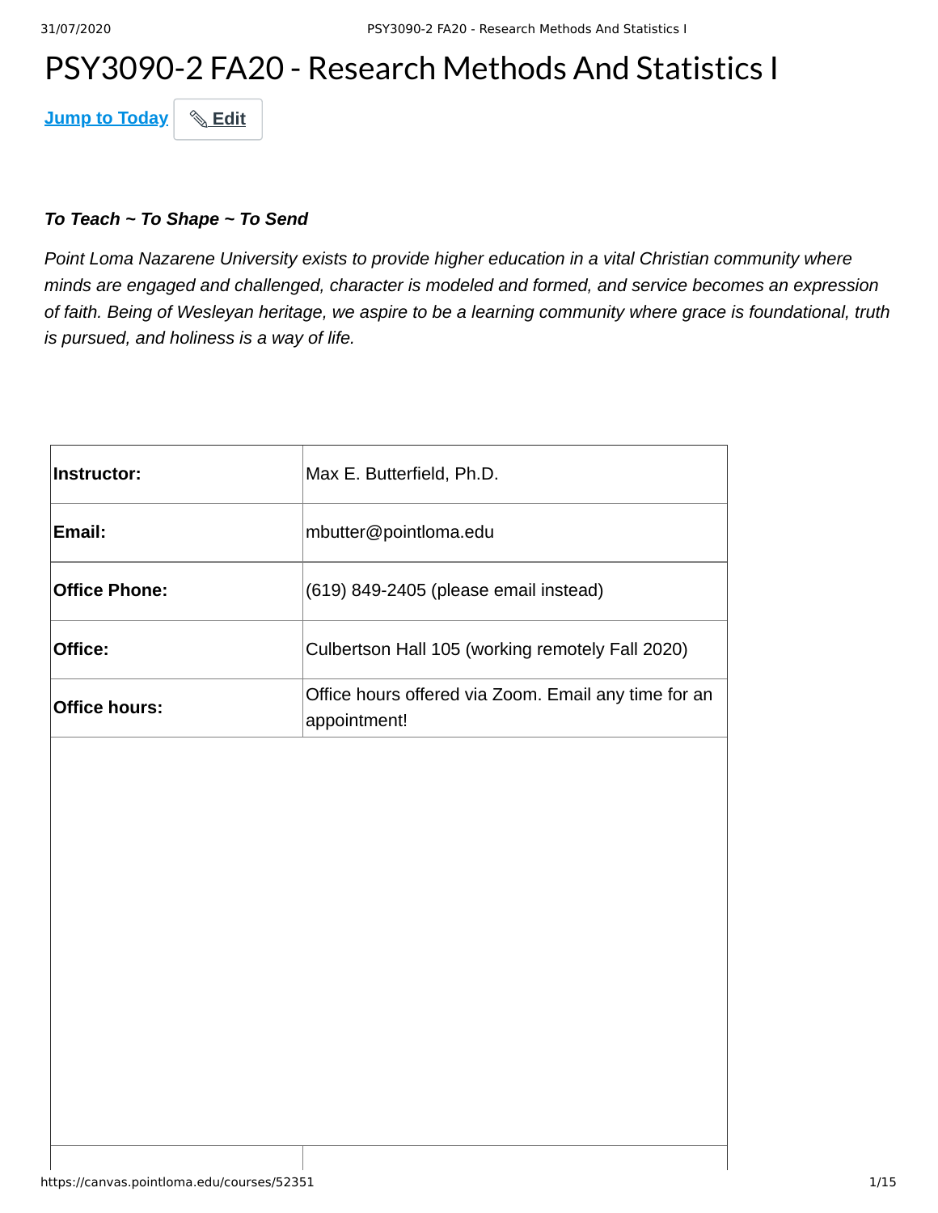# PSY3090-2 FA20 - Research Methods And Statistics I

Jump to Today | Edit

***To Teach ~ To Shape ~ To Send***

*Point Loma Nazarene University exists to provide higher education in a vital Christian community where minds are engaged and challenged, character is modeled and formed, and service becomes an expression of faith. Being of Wesleyan heritage, we aspire to be a learning community where grace is foundational, truth is pursued, and holiness is a way of life.*

| | |
|---|---|
| **Instructor:** | Max E. Butterfield, Ph.D. |
| **Email:** | mbutter@pointloma.edu |
| **Office Phone:** | (619) 849-2405 (please email instead) |
| **Office:** | Culbertson Hall 105 (working remotely Fall 2020) |
| **Office hours:** | Office hours offered via Zoom. Email any time for an appointment! |
| | |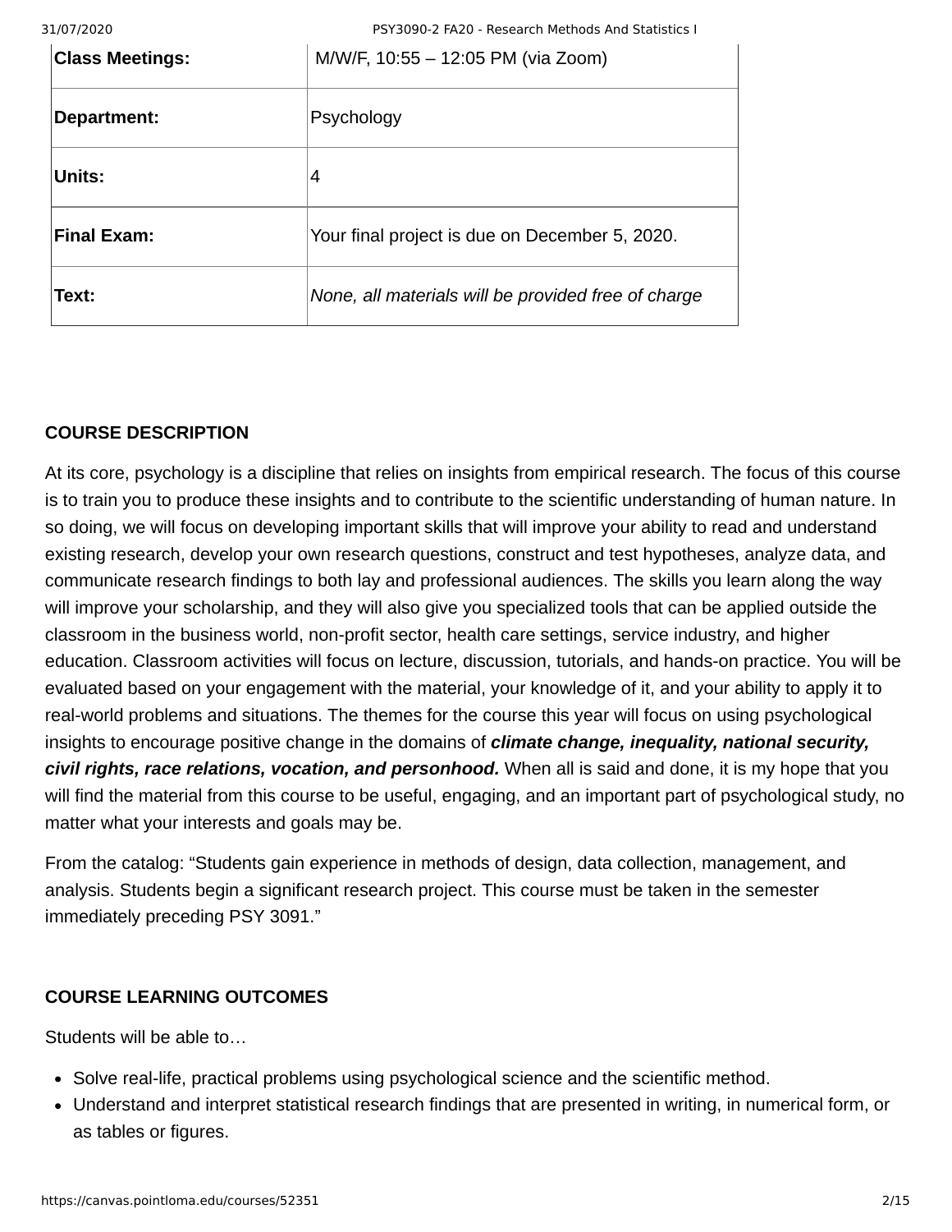| | |
|---|---|
| **Class Meetings:** | M/W/F, 10:55 – 12:05 PM (via Zoom) |
| **Department:** | Psychology |
| **Units:** | 4 |
| **Final Exam:** | Your final project is due on December 5, 2020. |
| **Text:** | *None, all materials will be provided free of charge* |

**COURSE DESCRIPTION**

At its core, psychology is a discipline that relies on insights from empirical research. The focus of this course is to train you to produce these insights and to contribute to the scientific understanding of human nature. In so doing, we will focus on developing important skills that will improve your ability to read and understand existing research, develop your own research questions, construct and test hypotheses, analyze data, and communicate research findings to both lay and professional audiences. The skills you learn along the way will improve your scholarship, and they will also give you specialized tools that can be applied outside the classroom in the business world, non-profit sector, health care settings, service industry, and higher education. Classroom activities will focus on lecture, discussion, tutorials, and hands-on practice. You will be evaluated based on your engagement with the material, your knowledge of it, and your ability to apply it to real-world problems and situations. The themes for the course this year will focus on using psychological insights to encourage positive change in the domains of ***climate change, inequality, national security, civil rights, race relations, vocation, and personhood.*** When all is said and done, it is my hope that you will find the material from this course to be useful, engaging, and an important part of psychological study, no matter what your interests and goals may be.

From the catalog: "Students gain experience in methods of design, data collection, management, and analysis. Students begin a significant research project. This course must be taken in the semester immediately preceding PSY 3091."

**COURSE LEARNING OUTCOMES**

Students will be able to…

- Solve real-life, practical problems using psychological science and the scientific method.
- Understand and interpret statistical research findings that are presented in writing, in numerical form, or as tables or figures.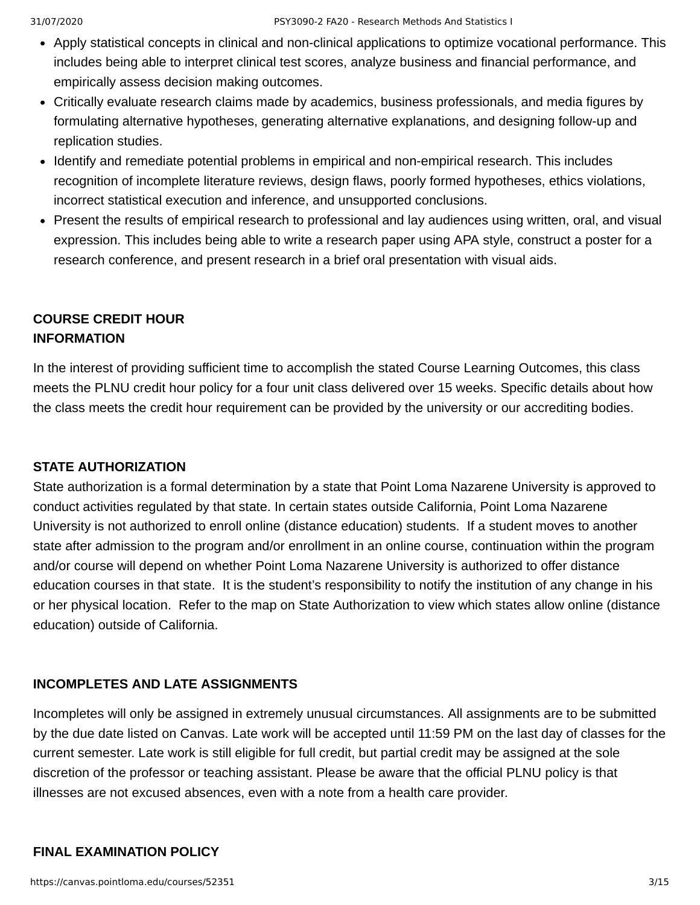- Apply statistical concepts in clinical and non-clinical applications to optimize vocational performance. This includes being able to interpret clinical test scores, analyze business and financial performance, and empirically assess decision making outcomes.
- Critically evaluate research claims made by academics, business professionals, and media figures by formulating alternative hypotheses, generating alternative explanations, and designing follow-up and replication studies.
- Identify and remediate potential problems in empirical and non-empirical research. This includes recognition of incomplete literature reviews, design flaws, poorly formed hypotheses, ethics violations, incorrect statistical execution and inference, and unsupported conclusions.
- Present the results of empirical research to professional and lay audiences using written, oral, and visual expression. This includes being able to write a research paper using APA style, construct a poster for a research conference, and present research in a brief oral presentation with visual aids.

## COURSE CREDIT HOUR INFORMATION

In the interest of providing sufficient time to accomplish the stated Course Learning Outcomes, this class meets the PLNU credit hour policy for a four unit class delivered over 15 weeks. Specific details about how the class meets the credit hour requirement can be provided by the university or our accrediting bodies.

## STATE AUTHORIZATION

State authorization is a formal determination by a state that Point Loma Nazarene University is approved to conduct activities regulated by that state. In certain states outside California, Point Loma Nazarene University is not authorized to enroll online (distance education) students. If a student moves to another state after admission to the program and/or enrollment in an online course, continuation within the program and/or course will depend on whether Point Loma Nazarene University is authorized to offer distance education courses in that state. It is the student's responsibility to notify the institution of any change in his or her physical location. Refer to the map on State Authorization to view which states allow online (distance education) outside of California.

## INCOMPLETES AND LATE ASSIGNMENTS

Incompletes will only be assigned in extremely unusual circumstances. All assignments are to be submitted by the due date listed on Canvas. Late work will be accepted until 11:59 PM on the last day of classes for the current semester. Late work is still eligible for full credit, but partial credit may be assigned at the sole discretion of the professor or teaching assistant. Please be aware that the official PLNU policy is that illnesses are not excused absences, even with a note from a health care provider.

## FINAL EXAMINATION POLICY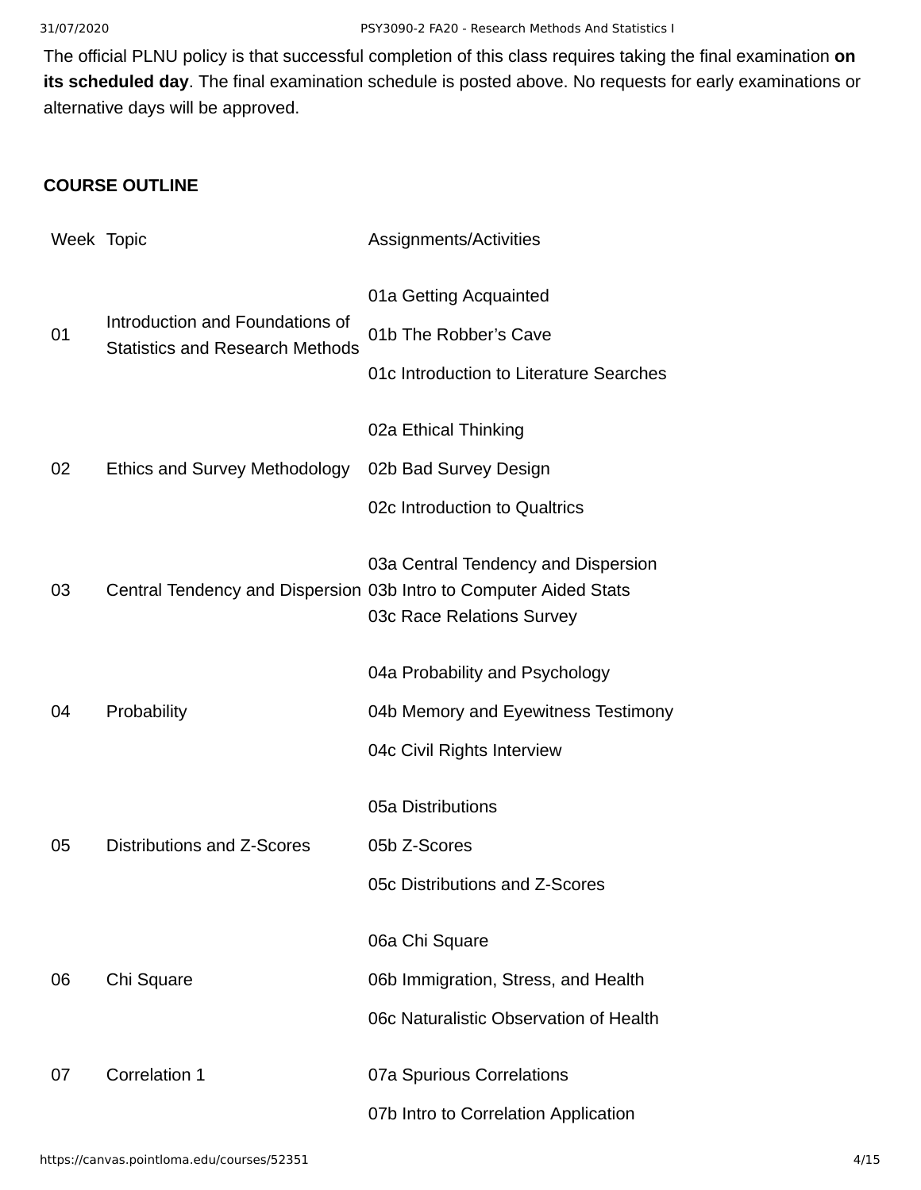The official PLNU policy is that successful completion of this class requires taking the final examination **on its scheduled day**. The final examination schedule is posted above. No requests for early examinations or alternative days will be approved.

**COURSE OUTLINE**

| Week | Topic | Assignments/Activities |
|---|---|---|
| 01 | Introduction and Foundations of Statistics and Research Methods | 01a Getting Acquainted<br>01b The Robber's Cave<br>01c Introduction to Literature Searches |
| 02 | Ethics and Survey Methodology | 02a Ethical Thinking<br>02b Bad Survey Design<br>02c Introduction to Qualtrics |
| 03 | Central Tendency and Dispersion | 03a Central Tendency and Dispersion<br>03b Intro to Computer Aided Stats<br>03c Race Relations Survey |
| 04 | Probability | 04a Probability and Psychology<br>04b Memory and Eyewitness Testimony<br>04c Civil Rights Interview |
| 05 | Distributions and Z-Scores | 05a Distributions<br>05b Z-Scores<br>05c Distributions and Z-Scores |
| 06 | Chi Square | 06a Chi Square<br>06b Immigration, Stress, and Health<br>06c Naturalistic Observation of Health |
| 07 | Correlation 1 | 07a Spurious Correlations<br>07b Intro to Correlation Application |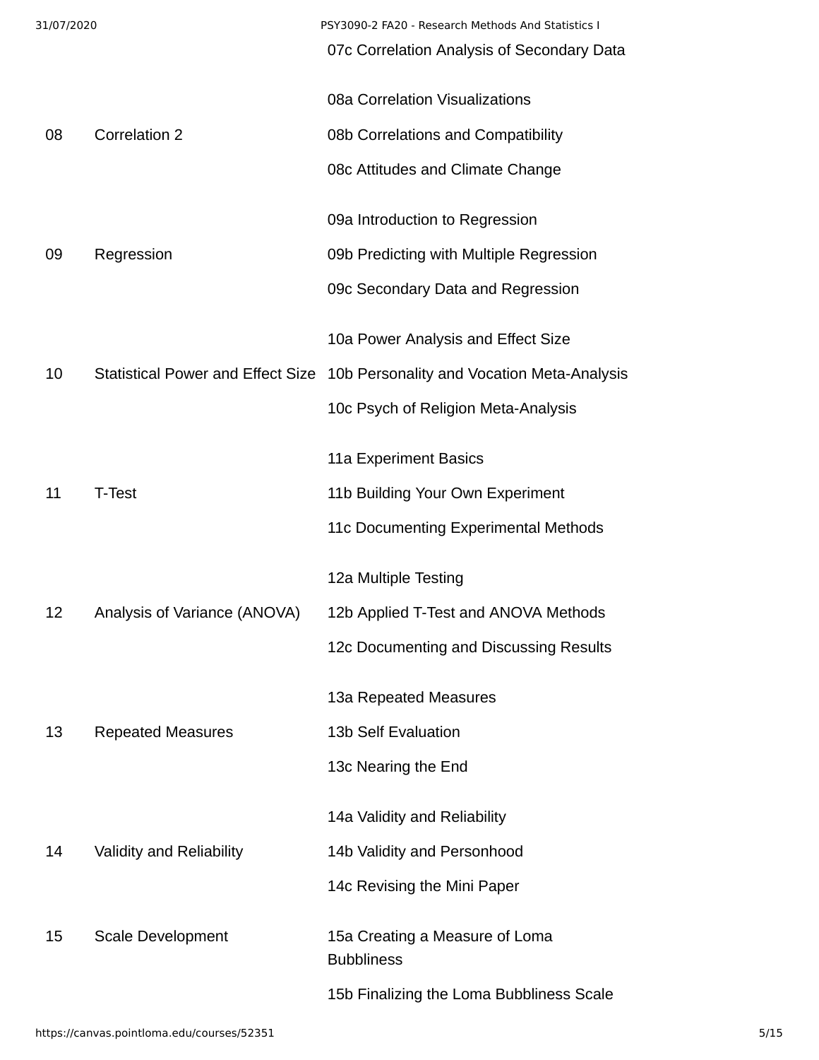| | | |
|---|---|---|
| | | 07c Correlation Analysis of Secondary Data |
| 08 | Correlation 2 | 08a Correlation Visualizations<br>08b Correlations and Compatibility<br>08c Attitudes and Climate Change |
| 09 | Regression | 09a Introduction to Regression<br>09b Predicting with Multiple Regression<br>09c Secondary Data and Regression |
| 10 | Statistical Power and Effect Size | 10a Power Analysis and Effect Size<br>10b Personality and Vocation Meta-Analysis<br>10c Psych of Religion Meta-Analysis |
| 11 | T-Test | 11a Experiment Basics<br>11b Building Your Own Experiment<br>11c Documenting Experimental Methods |
| 12 | Analysis of Variance (ANOVA) | 12a Multiple Testing<br>12b Applied T-Test and ANOVA Methods<br>12c Documenting and Discussing Results |
| 13 | Repeated Measures | 13a Repeated Measures<br>13b Self Evaluation<br>13c Nearing the End |
| 14 | Validity and Reliability | 14a Validity and Reliability<br>14b Validity and Personhood<br>14c Revising the Mini Paper |
| 15 | Scale Development | 15a Creating a Measure of Loma Bubbliness<br>15b Finalizing the Loma Bubbliness Scale |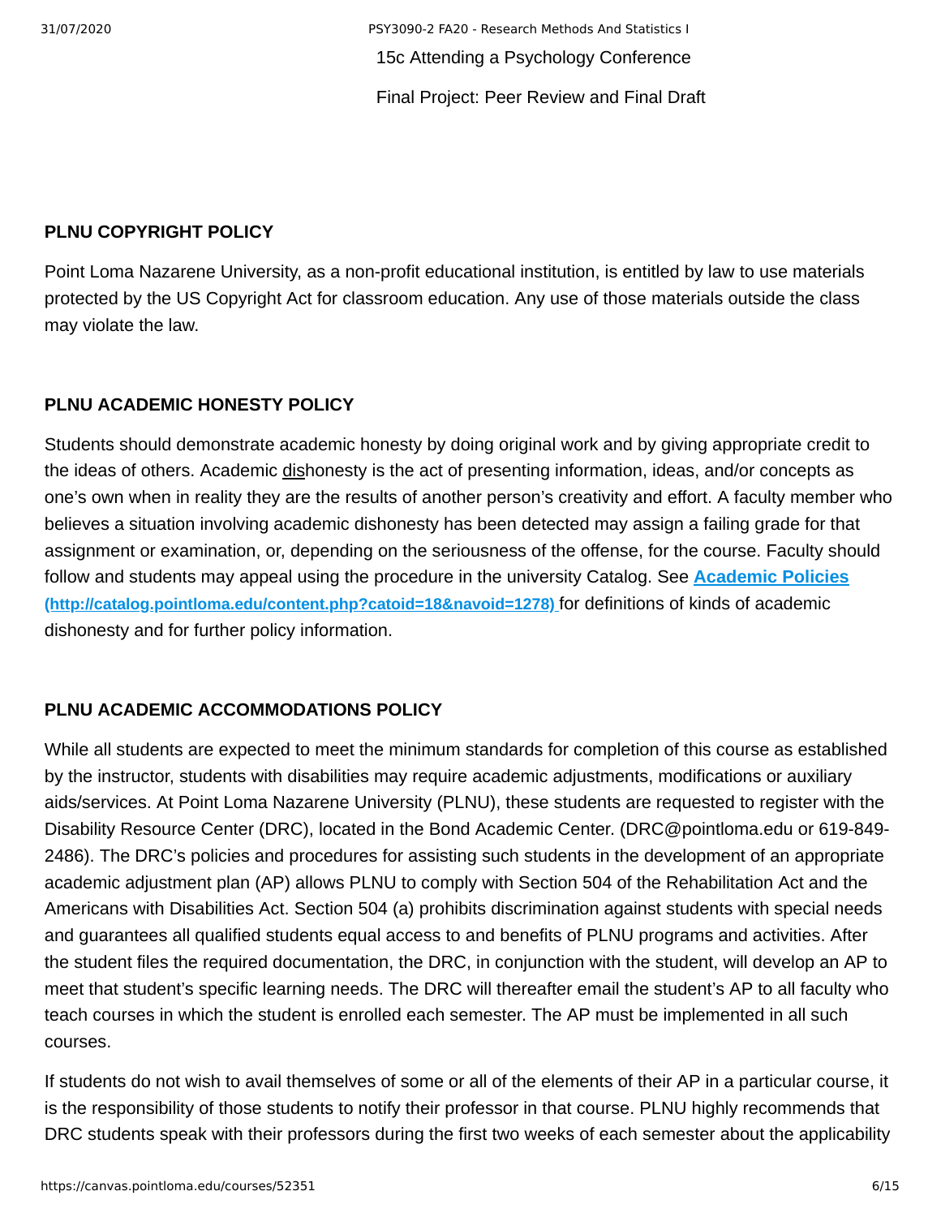15c Attending a Psychology Conference

Final Project: Peer Review and Final Draft

**PLNU COPYRIGHT POLICY**

Point Loma Nazarene University, as a non-profit educational institution, is entitled by law to use materials protected by the US Copyright Act for classroom education. Any use of those materials outside the class may violate the law.

**PLNU ACADEMIC HONESTY POLICY**

Students should demonstrate academic honesty by doing original work and by giving appropriate credit to the ideas of others. Academic dishonesty is the act of presenting information, ideas, and/or concepts as one's own when in reality they are the results of another person's creativity and effort. A faculty member who believes a situation involving academic dishonesty has been detected may assign a failing grade for that assignment or examination, or, depending on the seriousness of the offense, for the course. Faculty should follow and students may appeal using the procedure in the university Catalog. See **[Academic Policies (http://catalog.pointloma.edu/content.php?catoid=18&navoid=1278)](http://catalog.pointloma.edu/content.php?catoid=18&navoid=1278)** for definitions of kinds of academic dishonesty and for further policy information.

**PLNU ACADEMIC ACCOMMODATIONS POLICY**

While all students are expected to meet the minimum standards for completion of this course as established by the instructor, students with disabilities may require academic adjustments, modifications or auxiliary aids/services. At Point Loma Nazarene University (PLNU), these students are requested to register with the Disability Resource Center (DRC), located in the Bond Academic Center. (DRC@pointloma.edu or 619-849-2486). The DRC's policies and procedures for assisting such students in the development of an appropriate academic adjustment plan (AP) allows PLNU to comply with Section 504 of the Rehabilitation Act and the Americans with Disabilities Act. Section 504 (a) prohibits discrimination against students with special needs and guarantees all qualified students equal access to and benefits of PLNU programs and activities. After the student files the required documentation, the DRC, in conjunction with the student, will develop an AP to meet that student's specific learning needs. The DRC will thereafter email the student's AP to all faculty who teach courses in which the student is enrolled each semester. The AP must be implemented in all such courses.

If students do not wish to avail themselves of some or all of the elements of their AP in a particular course, it is the responsibility of those students to notify their professor in that course. PLNU highly recommends that DRC students speak with their professors during the first two weeks of each semester about the applicability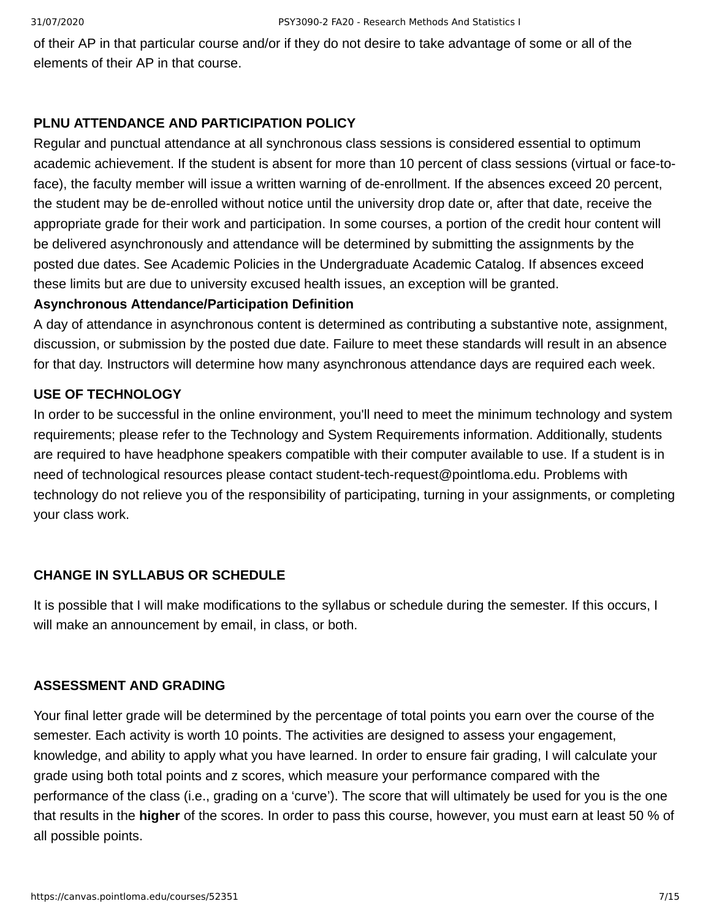of their AP in that particular course and/or if they do not desire to take advantage of some or all of the elements of their AP in that course.

**PLNU ATTENDANCE AND PARTICIPATION POLICY**

Regular and punctual attendance at all synchronous class sessions is considered essential to optimum academic achievement. If the student is absent for more than 10 percent of class sessions (virtual or face-to-face), the faculty member will issue a written warning of de-enrollment. If the absences exceed 20 percent, the student may be de-enrolled without notice until the university drop date or, after that date, receive the appropriate grade for their work and participation. In some courses, a portion of the credit hour content will be delivered asynchronously and attendance will be determined by submitting the assignments by the posted due dates. See Academic Policies in the Undergraduate Academic Catalog. If absences exceed these limits but are due to university excused health issues, an exception will be granted.

**Asynchronous Attendance/Participation Definition**

A day of attendance in asynchronous content is determined as contributing a substantive note, assignment, discussion, or submission by the posted due date. Failure to meet these standards will result in an absence for that day. Instructors will determine how many asynchronous attendance days are required each week.

**USE OF TECHNOLOGY**

In order to be successful in the online environment, you'll need to meet the minimum technology and system requirements; please refer to the Technology and System Requirements information. Additionally, students are required to have headphone speakers compatible with their computer available to use. If a student is in need of technological resources please contact student-tech-request@pointloma.edu. Problems with technology do not relieve you of the responsibility of participating, turning in your assignments, or completing your class work.

**CHANGE IN SYLLABUS OR SCHEDULE**

It is possible that I will make modifications to the syllabus or schedule during the semester. If this occurs, I will make an announcement by email, in class, or both.

**ASSESSMENT AND GRADING**

Your final letter grade will be determined by the percentage of total points you earn over the course of the semester. Each activity is worth 10 points. The activities are designed to assess your engagement, knowledge, and ability to apply what you have learned. In order to ensure fair grading, I will calculate your grade using both total points and z scores, which measure your performance compared with the performance of the class (i.e., grading on a 'curve'). The score that will ultimately be used for you is the one that results in the **higher** of the scores. In order to pass this course, however, you must earn at least 50 % of all possible points.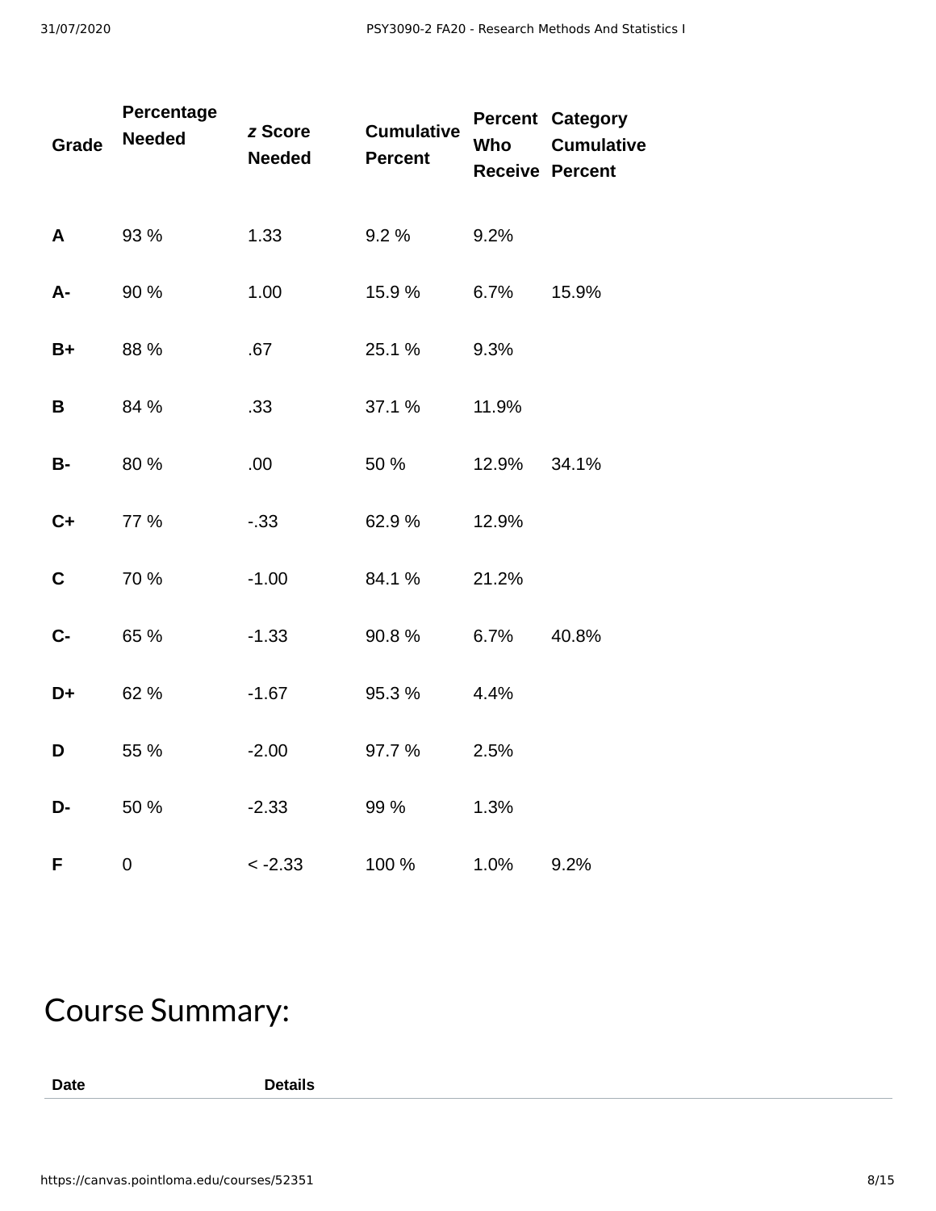| Grade | Percentage Needed | *z* Score Needed | Cumulative Percent | Percent Who Receive | Category Cumulative Percent |
|---|---|---|---|---|---|
| **A** | 93 % | 1.33 | 9.2 % | 9.2% | |
| **A-** | 90 % | 1.00 | 15.9 % | 6.7% | 15.9% |
| **B+** | 88 % | .67 | 25.1 % | 9.3% | |
| **B** | 84 % | .33 | 37.1 % | 11.9% | |
| **B-** | 80 % | .00 | 50 % | 12.9% | 34.1% |
| **C+** | 77 % | -.33 | 62.9 % | 12.9% | |
| **C** | 70 % | -1.00 | 84.1 % | 21.2% | |
| **C-** | 65 % | -1.33 | 90.8 % | 6.7% | 40.8% |
| **D+** | 62 % | -1.67 | 95.3 % | 4.4% | |
| **D** | 55 % | -2.00 | 97.7 % | 2.5% | |
| **D-** | 50 % | -2.33 | 99 % | 1.3% | |
| **F** | 0 | < -2.33 | 100 % | 1.0% | 9.2% |

# Course Summary:

| Date | Details |
|---|---|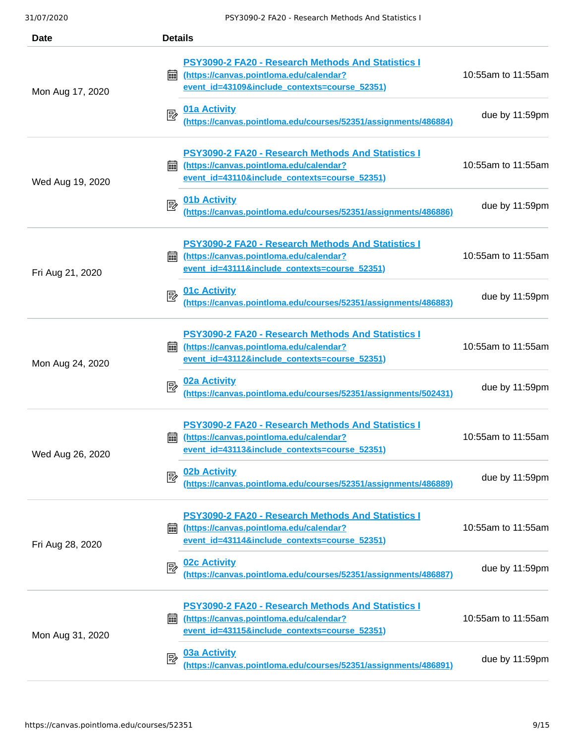| Date | Details | |
|---|---|---|
| Mon Aug 17, 2020 | PSY3090-2 FA20 - Research Methods And Statistics I (https://canvas.pointloma.edu/calendar?event_id=43109&include_contexts=course_52351) | 10:55am to 11:55am |
| | 01a Activity (https://canvas.pointloma.edu/courses/52351/assignments/486884) | due by 11:59pm |
| Wed Aug 19, 2020 | PSY3090-2 FA20 - Research Methods And Statistics I (https://canvas.pointloma.edu/calendar?event_id=43110&include_contexts=course_52351) | 10:55am to 11:55am |
| | 01b Activity (https://canvas.pointloma.edu/courses/52351/assignments/486886) | due by 11:59pm |
| Fri Aug 21, 2020 | PSY3090-2 FA20 - Research Methods And Statistics I (https://canvas.pointloma.edu/calendar?event_id=43111&include_contexts=course_52351) | 10:55am to 11:55am |
| | 01c Activity (https://canvas.pointloma.edu/courses/52351/assignments/486883) | due by 11:59pm |
| Mon Aug 24, 2020 | PSY3090-2 FA20 - Research Methods And Statistics I (https://canvas.pointloma.edu/calendar?event_id=43112&include_contexts=course_52351) | 10:55am to 11:55am |
| | 02a Activity (https://canvas.pointloma.edu/courses/52351/assignments/502431) | due by 11:59pm |
| Wed Aug 26, 2020 | PSY3090-2 FA20 - Research Methods And Statistics I (https://canvas.pointloma.edu/calendar?event_id=43113&include_contexts=course_52351) | 10:55am to 11:55am |
| | 02b Activity (https://canvas.pointloma.edu/courses/52351/assignments/486889) | due by 11:59pm |
| Fri Aug 28, 2020 | PSY3090-2 FA20 - Research Methods And Statistics I (https://canvas.pointloma.edu/calendar?event_id=43114&include_contexts=course_52351) | 10:55am to 11:55am |
| | 02c Activity (https://canvas.pointloma.edu/courses/52351/assignments/486887) | due by 11:59pm |
| Mon Aug 31, 2020 | PSY3090-2 FA20 - Research Methods And Statistics I (https://canvas.pointloma.edu/calendar?event_id=43115&include_contexts=course_52351) | 10:55am to 11:55am |
| | 03a Activity (https://canvas.pointloma.edu/courses/52351/assignments/486891) | due by 11:59pm |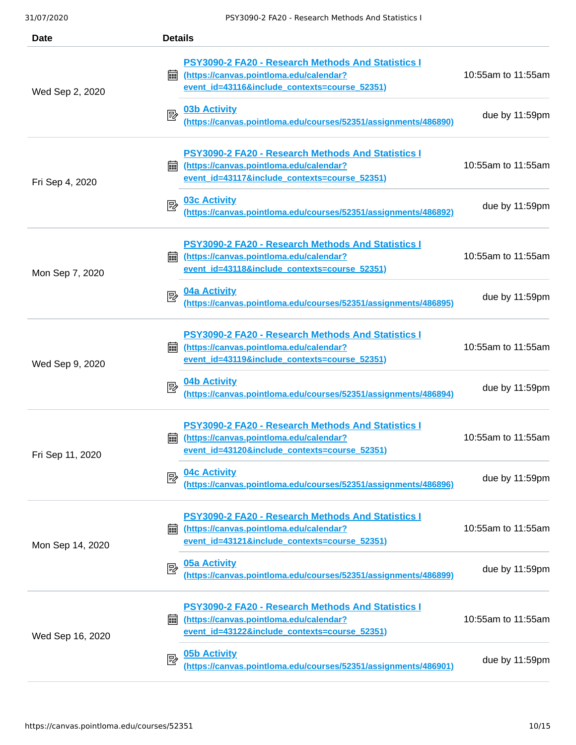| Date | Details | |
|---|---|---|
| Wed Sep 2, 2020 | PSY3090-2 FA20 - Research Methods And Statistics I (https://canvas.pointloma.edu/calendar?event_id=43116&include_contexts=course_52351) | 10:55am to 11:55am |
| | 03b Activity (https://canvas.pointloma.edu/courses/52351/assignments/486890) | due by 11:59pm |
| Fri Sep 4, 2020 | PSY3090-2 FA20 - Research Methods And Statistics I (https://canvas.pointloma.edu/calendar?event_id=43117&include_contexts=course_52351) | 10:55am to 11:55am |
| | 03c Activity (https://canvas.pointloma.edu/courses/52351/assignments/486892) | due by 11:59pm |
| Mon Sep 7, 2020 | PSY3090-2 FA20 - Research Methods And Statistics I (https://canvas.pointloma.edu/calendar?event_id=43118&include_contexts=course_52351) | 10:55am to 11:55am |
| | 04a Activity (https://canvas.pointloma.edu/courses/52351/assignments/486895) | due by 11:59pm |
| Wed Sep 9, 2020 | PSY3090-2 FA20 - Research Methods And Statistics I (https://canvas.pointloma.edu/calendar?event_id=43119&include_contexts=course_52351) | 10:55am to 11:55am |
| | 04b Activity (https://canvas.pointloma.edu/courses/52351/assignments/486894) | due by 11:59pm |
| Fri Sep 11, 2020 | PSY3090-2 FA20 - Research Methods And Statistics I (https://canvas.pointloma.edu/calendar?event_id=43120&include_contexts=course_52351) | 10:55am to 11:55am |
| | 04c Activity (https://canvas.pointloma.edu/courses/52351/assignments/486896) | due by 11:59pm |
| Mon Sep 14, 2020 | PSY3090-2 FA20 - Research Methods And Statistics I (https://canvas.pointloma.edu/calendar?event_id=43121&include_contexts=course_52351) | 10:55am to 11:55am |
| | 05a Activity (https://canvas.pointloma.edu/courses/52351/assignments/486899) | due by 11:59pm |
| Wed Sep 16, 2020 | PSY3090-2 FA20 - Research Methods And Statistics I (https://canvas.pointloma.edu/calendar?event_id=43122&include_contexts=course_52351) | 10:55am to 11:55am |
| | 05b Activity (https://canvas.pointloma.edu/courses/52351/assignments/486901) | due by 11:59pm |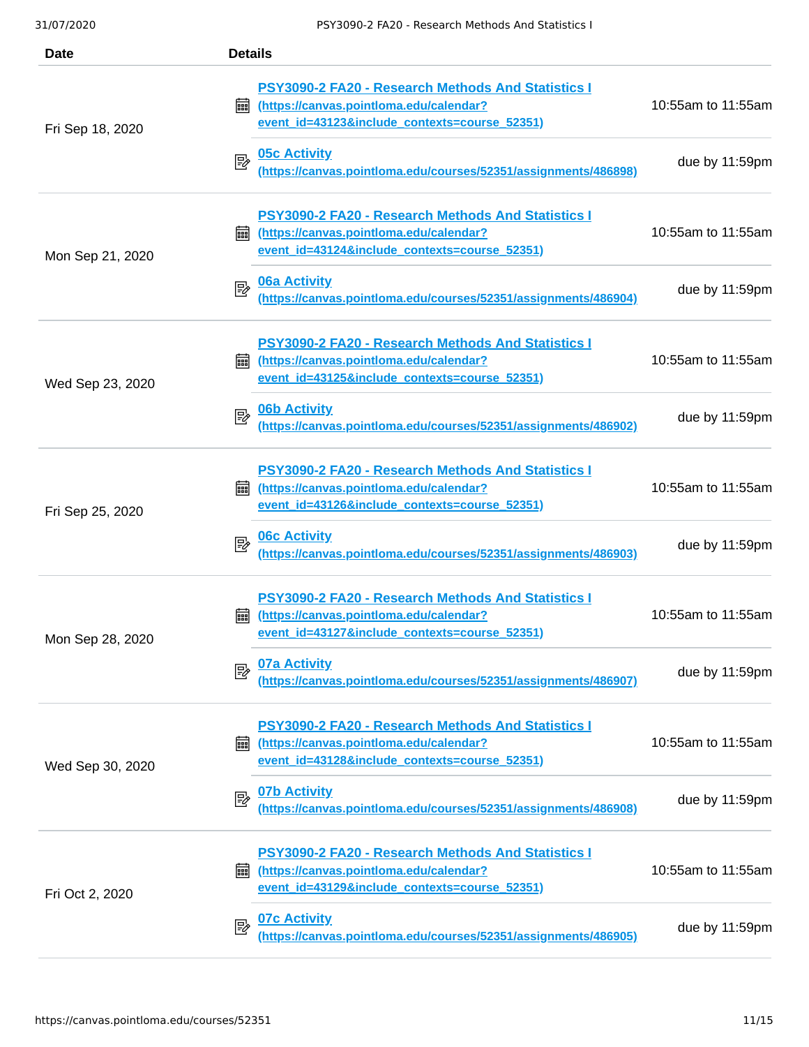| Date | Details | |
|---|---|---|
| Fri Sep 18, 2020 | PSY3090-2 FA20 - Research Methods And Statistics I (https://canvas.pointloma.edu/calendar?event_id=43123&include_contexts=course_52351) | 10:55am to 11:55am |
| | 05c Activity (https://canvas.pointloma.edu/courses/52351/assignments/486898) | due by 11:59pm |
| Mon Sep 21, 2020 | PSY3090-2 FA20 - Research Methods And Statistics I (https://canvas.pointloma.edu/calendar?event_id=43124&include_contexts=course_52351) | 10:55am to 11:55am |
| | 06a Activity (https://canvas.pointloma.edu/courses/52351/assignments/486904) | due by 11:59pm |
| Wed Sep 23, 2020 | PSY3090-2 FA20 - Research Methods And Statistics I (https://canvas.pointloma.edu/calendar?event_id=43125&include_contexts=course_52351) | 10:55am to 11:55am |
| | 06b Activity (https://canvas.pointloma.edu/courses/52351/assignments/486902) | due by 11:59pm |
| Fri Sep 25, 2020 | PSY3090-2 FA20 - Research Methods And Statistics I (https://canvas.pointloma.edu/calendar?event_id=43126&include_contexts=course_52351) | 10:55am to 11:55am |
| | 06c Activity (https://canvas.pointloma.edu/courses/52351/assignments/486903) | due by 11:59pm |
| Mon Sep 28, 2020 | PSY3090-2 FA20 - Research Methods And Statistics I (https://canvas.pointloma.edu/calendar?event_id=43127&include_contexts=course_52351) | 10:55am to 11:55am |
| | 07a Activity (https://canvas.pointloma.edu/courses/52351/assignments/486907) | due by 11:59pm |
| Wed Sep 30, 2020 | PSY3090-2 FA20 - Research Methods And Statistics I (https://canvas.pointloma.edu/calendar?event_id=43128&include_contexts=course_52351) | 10:55am to 11:55am |
| | 07b Activity (https://canvas.pointloma.edu/courses/52351/assignments/486908) | due by 11:59pm |
| Fri Oct 2, 2020 | PSY3090-2 FA20 - Research Methods And Statistics I (https://canvas.pointloma.edu/calendar?event_id=43129&include_contexts=course_52351) | 10:55am to 11:55am |
| | 07c Activity (https://canvas.pointloma.edu/courses/52351/assignments/486905) | due by 11:59pm |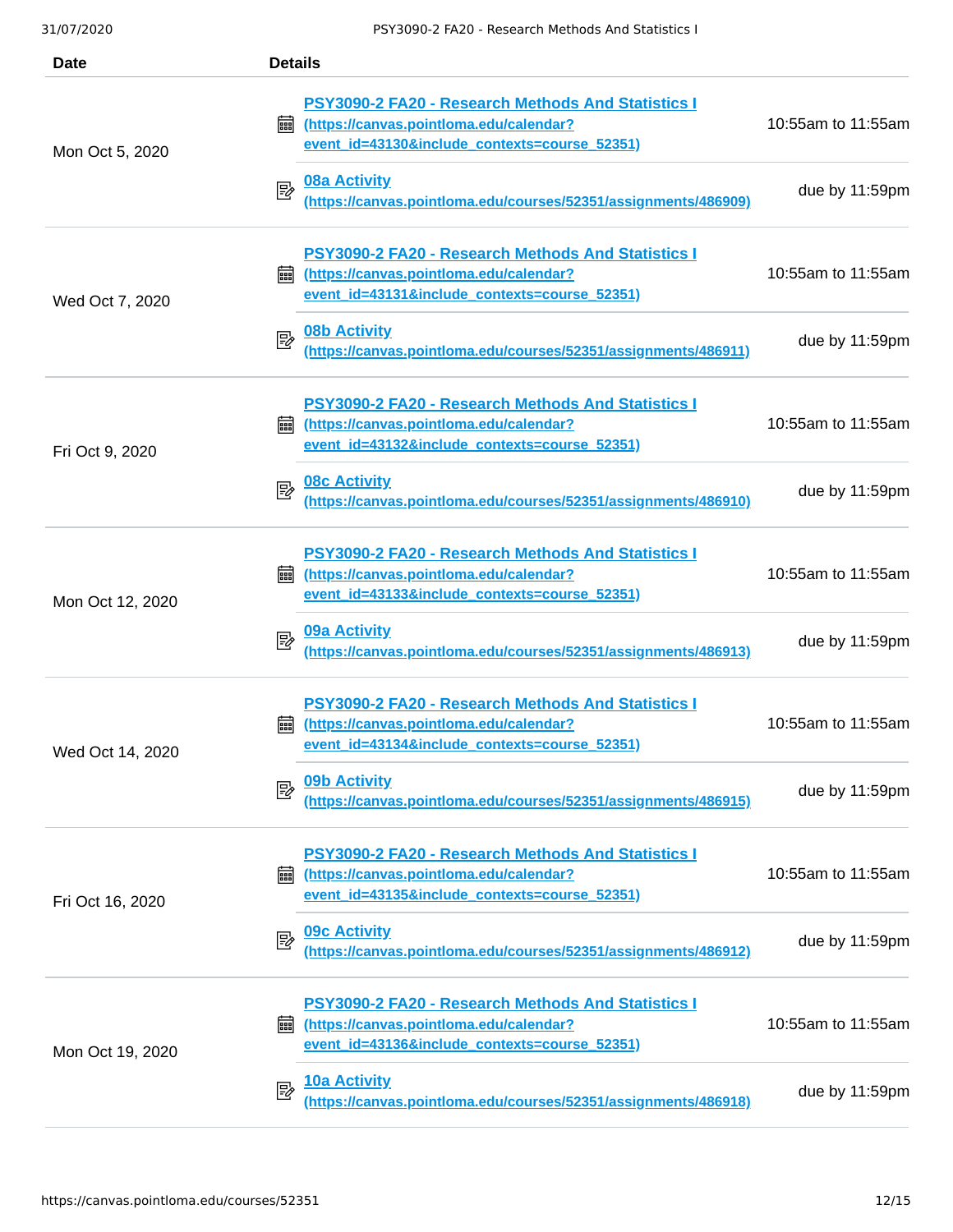| Date | Details | |
|---|---|---|
| Mon Oct 5, 2020 | PSY3090-2 FA20 - Research Methods And Statistics I (https://canvas.pointloma.edu/calendar?event_id=43130&include_contexts=course_52351) | 10:55am to 11:55am |
| | 08a Activity (https://canvas.pointloma.edu/courses/52351/assignments/486909) | due by 11:59pm |
| Wed Oct 7, 2020 | PSY3090-2 FA20 - Research Methods And Statistics I (https://canvas.pointloma.edu/calendar?event_id=43131&include_contexts=course_52351) | 10:55am to 11:55am |
| | 08b Activity (https://canvas.pointloma.edu/courses/52351/assignments/486911) | due by 11:59pm |
| Fri Oct 9, 2020 | PSY3090-2 FA20 - Research Methods And Statistics I (https://canvas.pointloma.edu/calendar?event_id=43132&include_contexts=course_52351) | 10:55am to 11:55am |
| | 08c Activity (https://canvas.pointloma.edu/courses/52351/assignments/486910) | due by 11:59pm |
| Mon Oct 12, 2020 | PSY3090-2 FA20 - Research Methods And Statistics I (https://canvas.pointloma.edu/calendar?event_id=43133&include_contexts=course_52351) | 10:55am to 11:55am |
| | 09a Activity (https://canvas.pointloma.edu/courses/52351/assignments/486913) | due by 11:59pm |
| Wed Oct 14, 2020 | PSY3090-2 FA20 - Research Methods And Statistics I (https://canvas.pointloma.edu/calendar?event_id=43134&include_contexts=course_52351) | 10:55am to 11:55am |
| | 09b Activity (https://canvas.pointloma.edu/courses/52351/assignments/486915) | due by 11:59pm |
| Fri Oct 16, 2020 | PSY3090-2 FA20 - Research Methods And Statistics I (https://canvas.pointloma.edu/calendar?event_id=43135&include_contexts=course_52351) | 10:55am to 11:55am |
| | 09c Activity (https://canvas.pointloma.edu/courses/52351/assignments/486912) | due by 11:59pm |
| Mon Oct 19, 2020 | PSY3090-2 FA20 - Research Methods And Statistics I (https://canvas.pointloma.edu/calendar?event_id=43136&include_contexts=course_52351) | 10:55am to 11:55am |
| | 10a Activity (https://canvas.pointloma.edu/courses/52351/assignments/486918) | due by 11:59pm |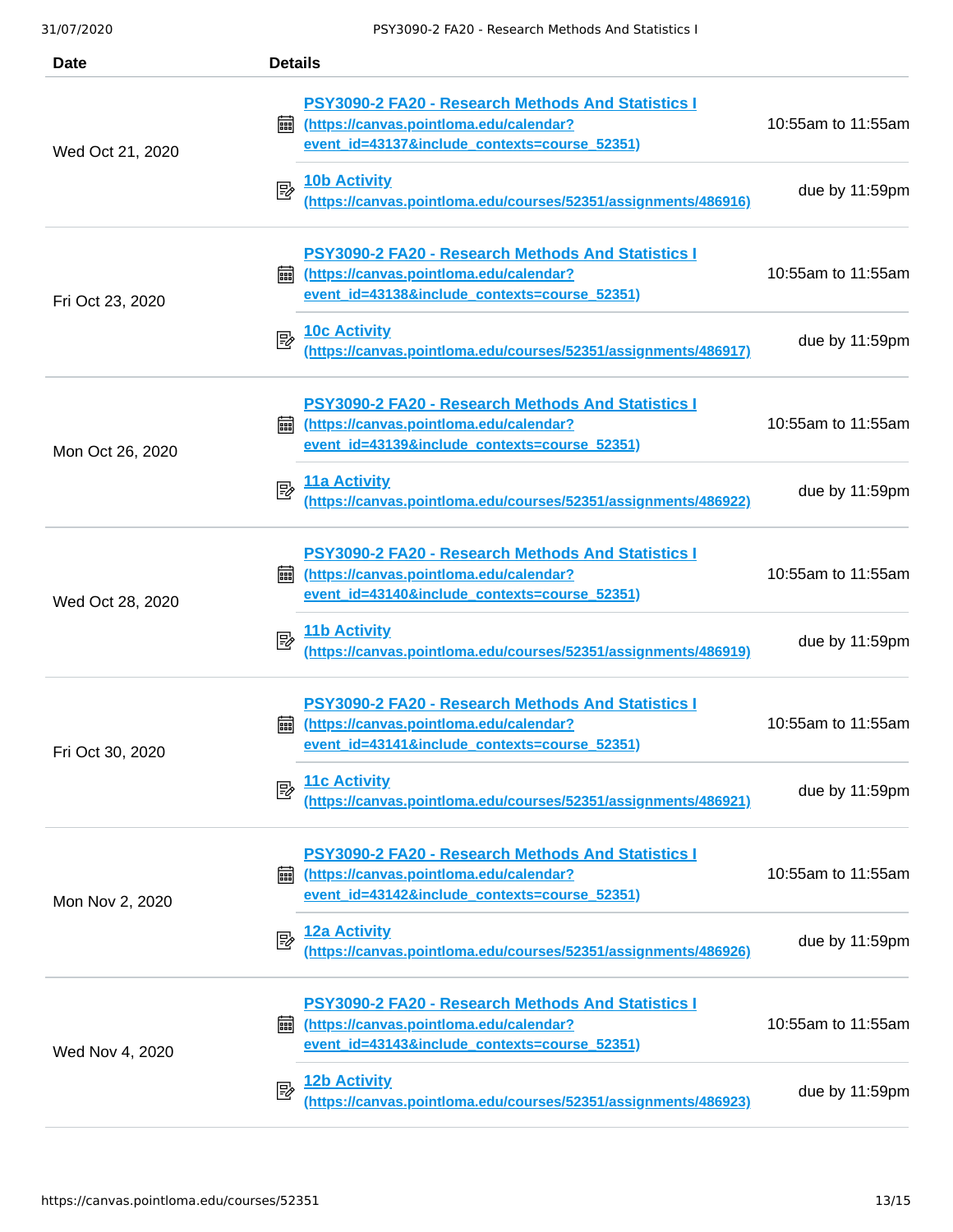| Date | Details | |
|---|---|---|
| Wed Oct 21, 2020 | PSY3090-2 FA20 - Research Methods And Statistics I (https://canvas.pointloma.edu/calendar?event_id=43137&include_contexts=course_52351) | 10:55am to 11:55am |
| | 10b Activity (https://canvas.pointloma.edu/courses/52351/assignments/486916) | due by 11:59pm |
| Fri Oct 23, 2020 | PSY3090-2 FA20 - Research Methods And Statistics I (https://canvas.pointloma.edu/calendar?event_id=43138&include_contexts=course_52351) | 10:55am to 11:55am |
| | 10c Activity (https://canvas.pointloma.edu/courses/52351/assignments/486917) | due by 11:59pm |
| Mon Oct 26, 2020 | PSY3090-2 FA20 - Research Methods And Statistics I (https://canvas.pointloma.edu/calendar?event_id=43139&include_contexts=course_52351) | 10:55am to 11:55am |
| | 11a Activity (https://canvas.pointloma.edu/courses/52351/assignments/486922) | due by 11:59pm |
| Wed Oct 28, 2020 | PSY3090-2 FA20 - Research Methods And Statistics I (https://canvas.pointloma.edu/calendar?event_id=43140&include_contexts=course_52351) | 10:55am to 11:55am |
| | 11b Activity (https://canvas.pointloma.edu/courses/52351/assignments/486919) | due by 11:59pm |
| Fri Oct 30, 2020 | PSY3090-2 FA20 - Research Methods And Statistics I (https://canvas.pointloma.edu/calendar?event_id=43141&include_contexts=course_52351) | 10:55am to 11:55am |
| | 11c Activity (https://canvas.pointloma.edu/courses/52351/assignments/486921) | due by 11:59pm |
| Mon Nov 2, 2020 | PSY3090-2 FA20 - Research Methods And Statistics I (https://canvas.pointloma.edu/calendar?event_id=43142&include_contexts=course_52351) | 10:55am to 11:55am |
| | 12a Activity (https://canvas.pointloma.edu/courses/52351/assignments/486926) | due by 11:59pm |
| Wed Nov 4, 2020 | PSY3090-2 FA20 - Research Methods And Statistics I (https://canvas.pointloma.edu/calendar?event_id=43143&include_contexts=course_52351) | 10:55am to 11:55am |
| | 12b Activity (https://canvas.pointloma.edu/courses/52351/assignments/486923) | due by 11:59pm |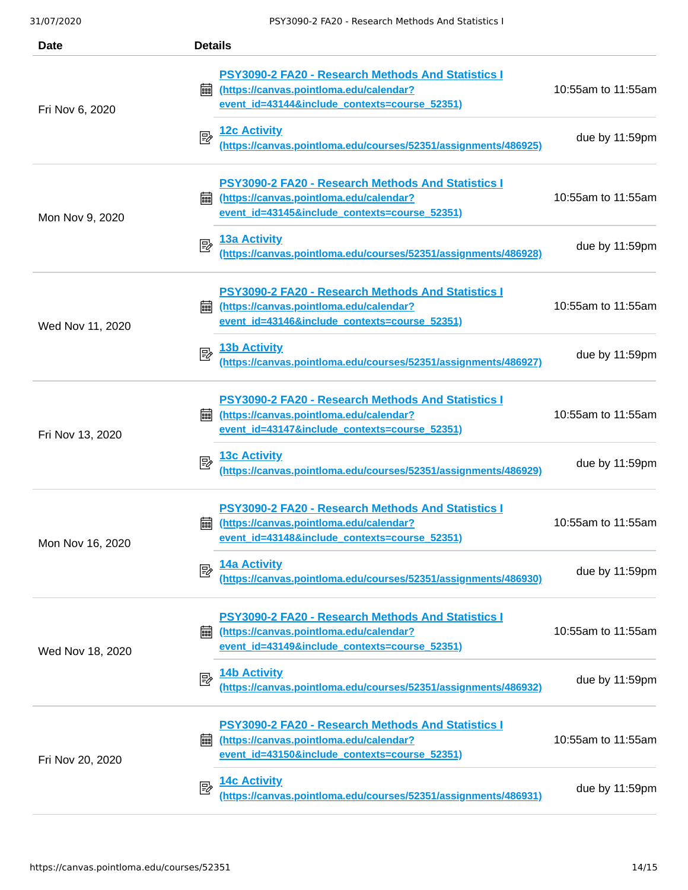| Date | Details | |
|---|---|---|
| Fri Nov 6, 2020 | PSY3090-2 FA20 - Research Methods And Statistics I (https://canvas.pointloma.edu/calendar?event_id=43144&include_contexts=course_52351) | 10:55am to 11:55am |
| | 12c Activity (https://canvas.pointloma.edu/courses/52351/assignments/486925) | due by 11:59pm |
| Mon Nov 9, 2020 | PSY3090-2 FA20 - Research Methods And Statistics I (https://canvas.pointloma.edu/calendar?event_id=43145&include_contexts=course_52351) | 10:55am to 11:55am |
| | 13a Activity (https://canvas.pointloma.edu/courses/52351/assignments/486928) | due by 11:59pm |
| Wed Nov 11, 2020 | PSY3090-2 FA20 - Research Methods And Statistics I (https://canvas.pointloma.edu/calendar?event_id=43146&include_contexts=course_52351) | 10:55am to 11:55am |
| | 13b Activity (https://canvas.pointloma.edu/courses/52351/assignments/486927) | due by 11:59pm |
| Fri Nov 13, 2020 | PSY3090-2 FA20 - Research Methods And Statistics I (https://canvas.pointloma.edu/calendar?event_id=43147&include_contexts=course_52351) | 10:55am to 11:55am |
| | 13c Activity (https://canvas.pointloma.edu/courses/52351/assignments/486929) | due by 11:59pm |
| Mon Nov 16, 2020 | PSY3090-2 FA20 - Research Methods And Statistics I (https://canvas.pointloma.edu/calendar?event_id=43148&include_contexts=course_52351) | 10:55am to 11:55am |
| | 14a Activity (https://canvas.pointloma.edu/courses/52351/assignments/486930) | due by 11:59pm |
| Wed Nov 18, 2020 | PSY3090-2 FA20 - Research Methods And Statistics I (https://canvas.pointloma.edu/calendar?event_id=43149&include_contexts=course_52351) | 10:55am to 11:55am |
| | 14b Activity (https://canvas.pointloma.edu/courses/52351/assignments/486932) | due by 11:59pm |
| Fri Nov 20, 2020 | PSY3090-2 FA20 - Research Methods And Statistics I (https://canvas.pointloma.edu/calendar?event_id=43150&include_contexts=course_52351) | 10:55am to 11:55am |
| | 14c Activity (https://canvas.pointloma.edu/courses/52351/assignments/486931) | due by 11:59pm |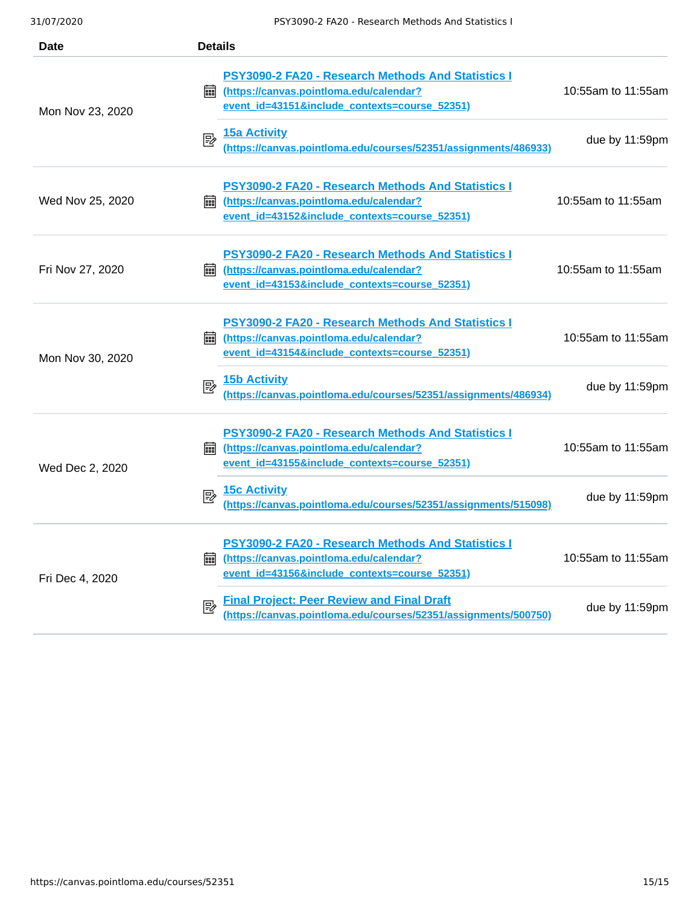| Date | Details | | |
|---|---|---|---|
| Mon Nov 23, 2020 | 📅 | PSY3090-2 FA20 - Research Methods And Statistics I (https://canvas.pointloma.edu/calendar?event_id=43151&include_contexts=course_52351) | 10:55am to 11:55am |
| | 📝 | 15a Activity (https://canvas.pointloma.edu/courses/52351/assignments/486933) | due by 11:59pm |
| Wed Nov 25, 2020 | 📅 | PSY3090-2 FA20 - Research Methods And Statistics I (https://canvas.pointloma.edu/calendar?event_id=43152&include_contexts=course_52351) | 10:55am to 11:55am |
| Fri Nov 27, 2020 | 📅 | PSY3090-2 FA20 - Research Methods And Statistics I (https://canvas.pointloma.edu/calendar?event_id=43153&include_contexts=course_52351) | 10:55am to 11:55am |
| Mon Nov 30, 2020 | 📅 | PSY3090-2 FA20 - Research Methods And Statistics I (https://canvas.pointloma.edu/calendar?event_id=43154&include_contexts=course_52351) | 10:55am to 11:55am |
| | 📝 | 15b Activity (https://canvas.pointloma.edu/courses/52351/assignments/486934) | due by 11:59pm |
| Wed Dec 2, 2020 | 📅 | PSY3090-2 FA20 - Research Methods And Statistics I (https://canvas.pointloma.edu/calendar?event_id=43155&include_contexts=course_52351) | 10:55am to 11:55am |
| | 📝 | 15c Activity (https://canvas.pointloma.edu/courses/52351/assignments/515098) | due by 11:59pm |
| Fri Dec 4, 2020 | 📅 | PSY3090-2 FA20 - Research Methods And Statistics I (https://canvas.pointloma.edu/calendar?event_id=43156&include_contexts=course_52351) | 10:55am to 11:55am |
| | 📝 | Final Project: Peer Review and Final Draft (https://canvas.pointloma.edu/courses/52351/assignments/500750) | due by 11:59pm |